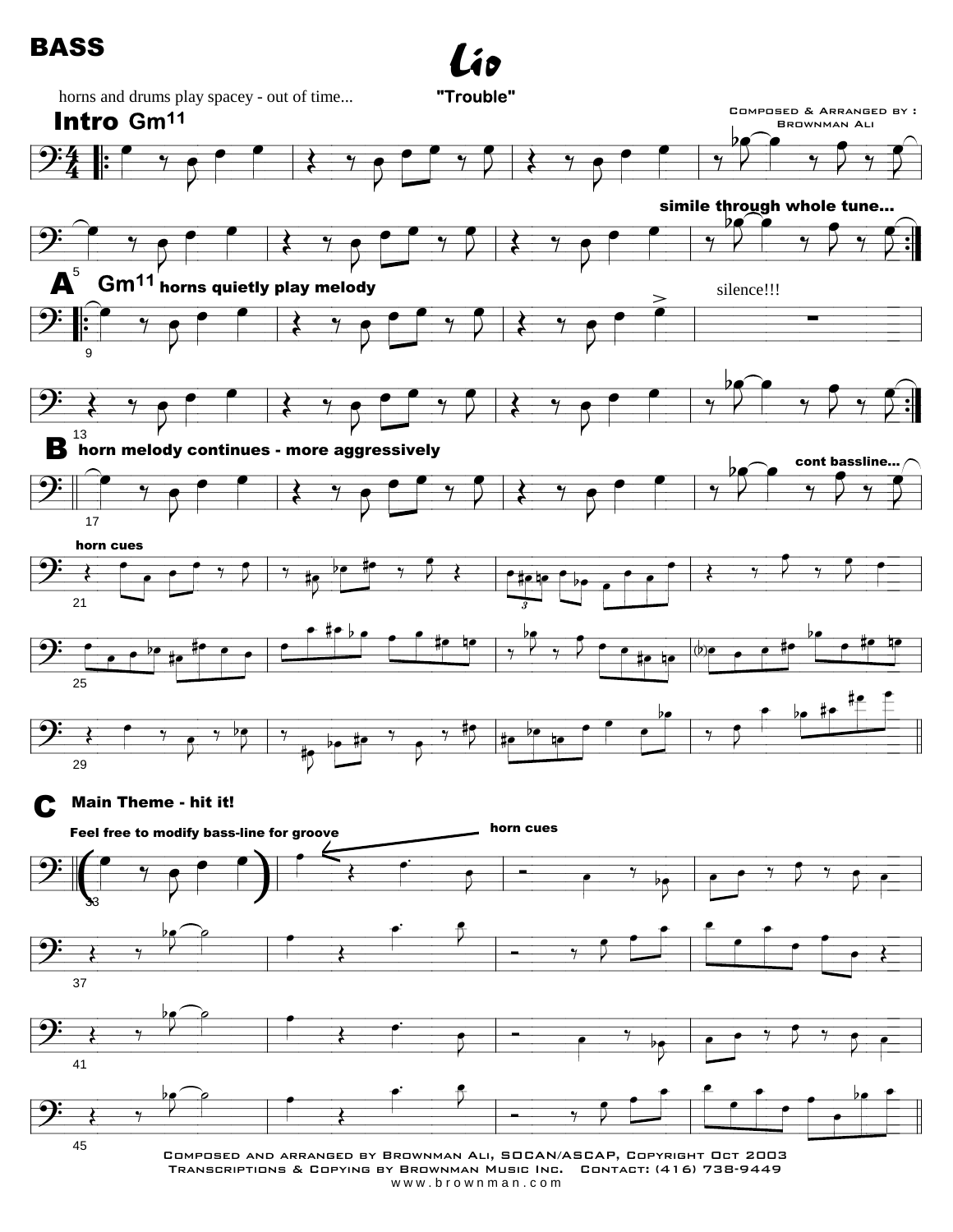**BASS**

# Lío

**"Trouble"**

Composed & Arranged by : Brownman Ali

horns and drums play spacey - out of time...

**Intro** Gm11

simile through whole tune...

**A** Gm11 horns quietly play melody

silence!!!

**B** horn melody continues - more aggressively

cont bassline...

horn cues

**C** Main Theme - hit it!

Feel free to modify bass-line for groove

horn cues

Composed and arranged by Brownman Ali, SOCAN/ASCAP, Copyright Oct 2003
Transcriptions & Copying by Brownman Music Inc. Contact: (416) 738-9449
www.brownman.com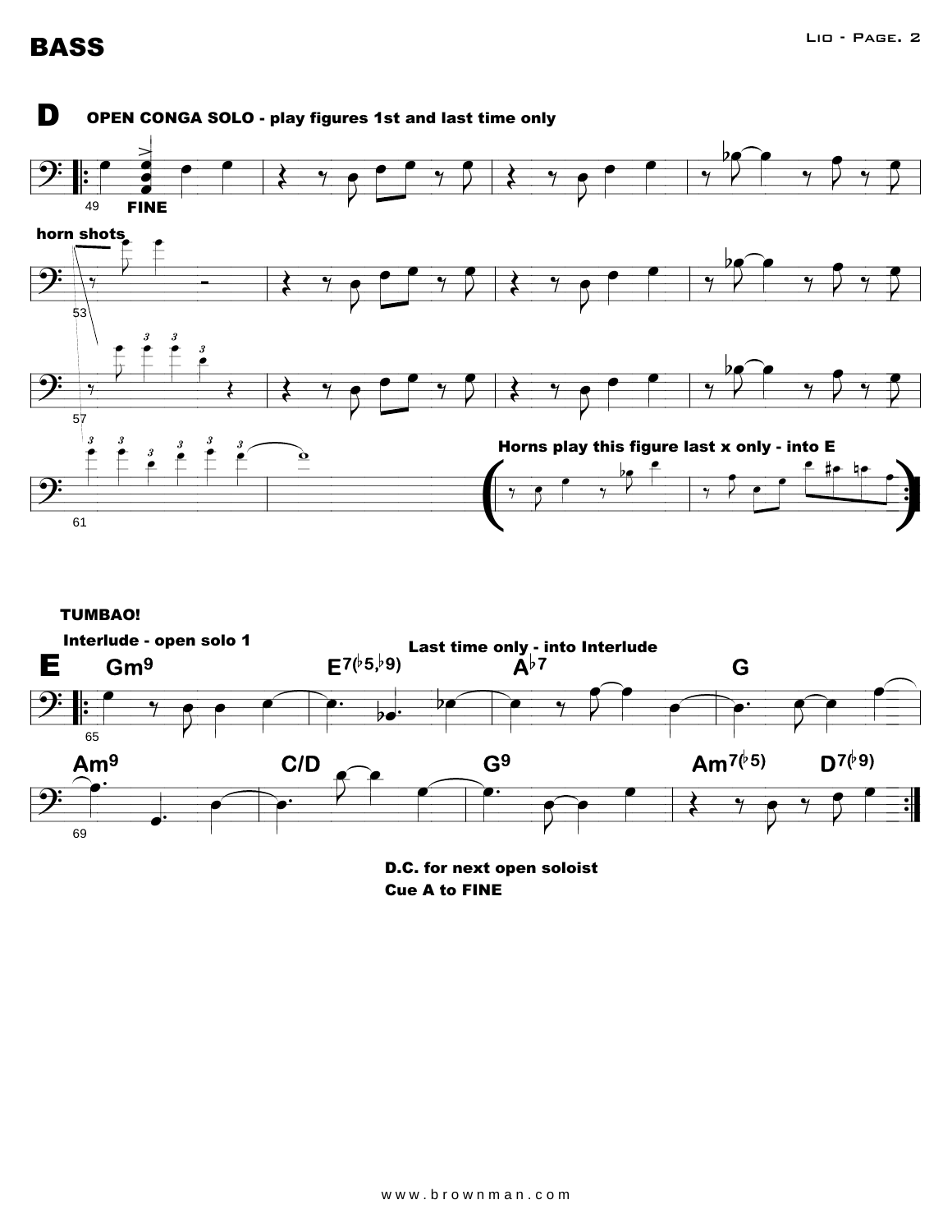**BASS**

# D

**OPEN CONGA SOLO - play figures 1st and last time only**

49

**FINE**

**horn shots**

53

57

61

**Horns play this figure last x only - into E**

**TUMBAO!**

**Interlude - open solo 1**

# E

**Last time only - into Interlude**

Gm9 E7(♭5,♭9) A♭7 G

65

Am9 C/D G9 Am7(♭5) D7(♭9)

69

**D.C. for next open soloist**

**Cue A to FINE**